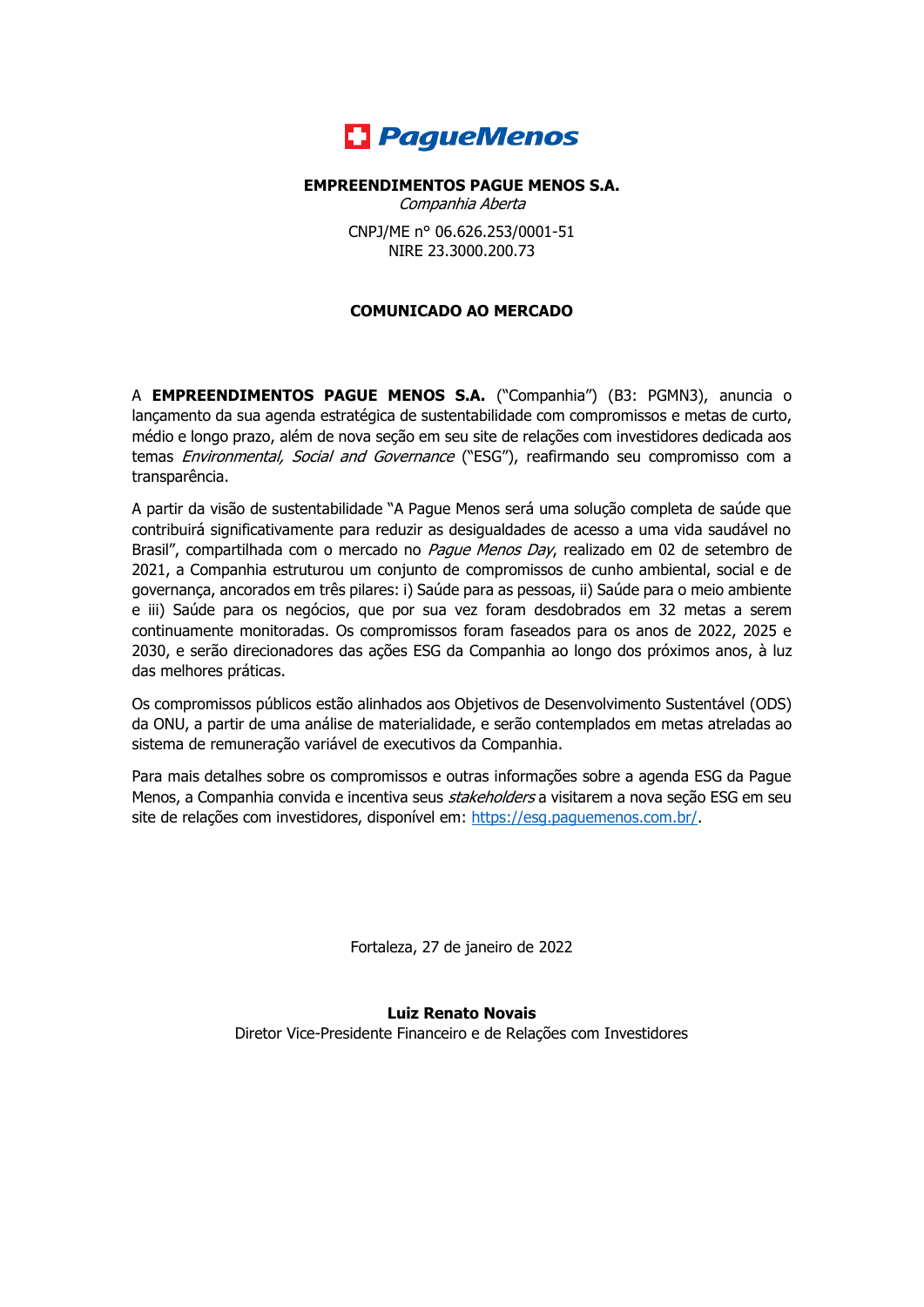**EMPREENDIMENTOS PAGUE MENOS S.A.**
*Companhia Aberta*

CNPJ/ME n° 06.626.253/0001-51
NIRE 23.3000.200.73

**COMUNICADO AO MERCADO**

A **EMPREENDIMENTOS PAGUE MENOS S.A.** ("Companhia") (B3: PGMN3), anuncia o lançamento da sua agenda estratégica de sustentabilidade com compromissos e metas de curto, médio e longo prazo, além de nova seção em seu site de relações com investidores dedicada aos temas *Environmental, Social and Governance* ("ESG"), reafirmando seu compromisso com a transparência.

A partir da visão de sustentabilidade "A Pague Menos será uma solução completa de saúde que contribuirá significativamente para reduzir as desigualdades de acesso a uma vida saudável no Brasil", compartilhada com o mercado no *Pague Menos Day*, realizado em 02 de setembro de 2021, a Companhia estruturou um conjunto de compromissos de cunho ambiental, social e de governança, ancorados em três pilares: i) Saúde para as pessoas, ii) Saúde para o meio ambiente e iii) Saúde para os negócios, que por sua vez foram desdobrados em 32 metas a serem continuamente monitoradas. Os compromissos foram faseados para os anos de 2022, 2025 e 2030, e serão direcionadores das ações ESG da Companhia ao longo dos próximos anos, à luz das melhores práticas.

Os compromissos públicos estão alinhados aos Objetivos de Desenvolvimento Sustentável (ODS) da ONU, a partir de uma análise de materialidade, e serão contemplados em metas atreladas ao sistema de remuneração variável de executivos da Companhia.

Para mais detalhes sobre os compromissos e outras informações sobre a agenda ESG da Pague Menos, a Companhia convida e incentiva seus *stakeholders* a visitarem a nova seção ESG em seu site de relações com investidores, disponível em: https://esg.paguemenos.com.br/.

Fortaleza, 27 de janeiro de 2022

**Luiz Renato Novais**
Diretor Vice-Presidente Financeiro e de Relações com Investidores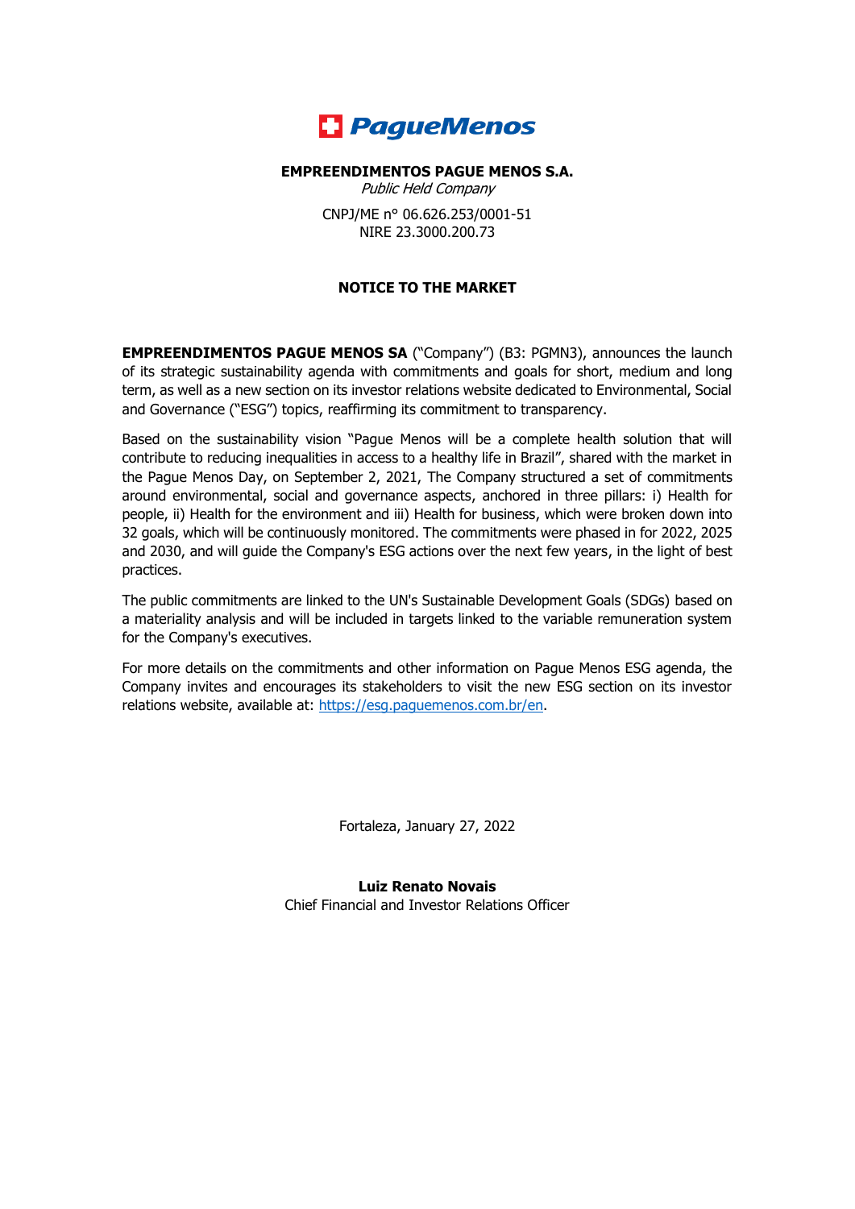PagueMenos

**EMPREENDIMENTOS PAGUE MENOS S.A.**
*Public Held Company*

CNPJ/ME n° 06.626.253/0001-51
NIRE 23.3000.200.73

## NOTICE TO THE MARKET

**EMPREENDIMENTOS PAGUE MENOS SA** ("Company") (B3: PGMN3), announces the launch of its strategic sustainability agenda with commitments and goals for short, medium and long term, as well as a new section on its investor relations website dedicated to Environmental, Social and Governance ("ESG") topics, reaffirming its commitment to transparency.

Based on the sustainability vision "Pague Menos will be a complete health solution that will contribute to reducing inequalities in access to a healthy life in Brazil", shared with the market in the Pague Menos Day, on September 2, 2021, The Company structured a set of commitments around environmental, social and governance aspects, anchored in three pillars: i) Health for people, ii) Health for the environment and iii) Health for business, which were broken down into 32 goals, which will be continuously monitored. The commitments were phased in for 2022, 2025 and 2030, and will guide the Company's ESG actions over the next few years, in the light of best practices.

The public commitments are linked to the UN's Sustainable Development Goals (SDGs) based on a materiality analysis and will be included in targets linked to the variable remuneration system for the Company's executives.

For more details on the commitments and other information on Pague Menos ESG agenda, the Company invites and encourages its stakeholders to visit the new ESG section on its investor relations website, available at: https://esg.paguemenos.com.br/en.

Fortaleza, January 27, 2022

**Luiz Renato Novais**
Chief Financial and Investor Relations Officer